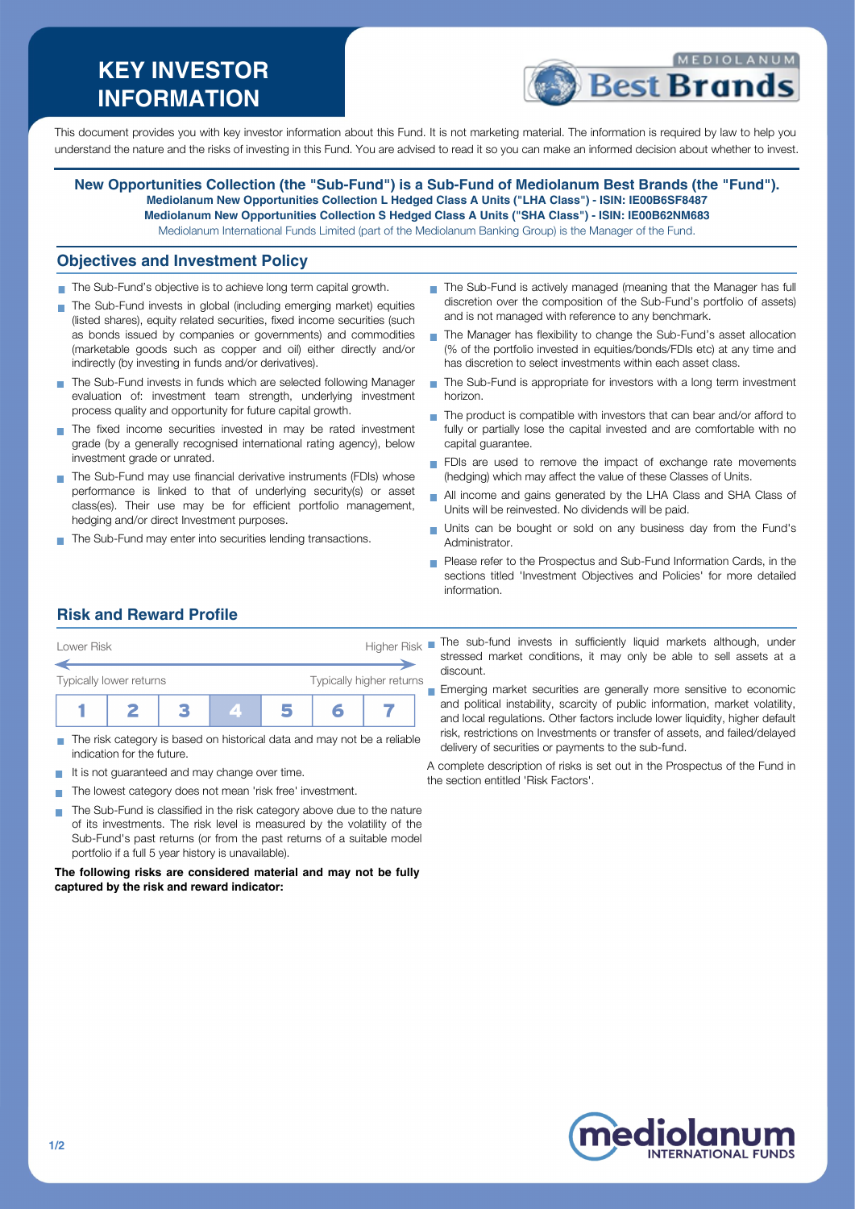# KEY INVESTOR INFORMATION

This document provides you with key investor information about this Fund. It is not marketing material. The information is required by law to help you understand the nature and the risks of investing in this Fund. You are advised to read it so you can make an informed decision about whether to invest.

**New Opportunities Collection (the "Sub-Fund") is a Sub-Fund of Mediolanum Best Brands (the "Fund").**
**Mediolanum New Opportunities Collection L Hedged Class A Units ("LHA Class") - ISIN: IE00B6SF8487**
**Mediolanum New Opportunities Collection S Hedged Class A Units ("SHA Class") - ISIN: IE00B62NM683**
Mediolanum International Funds Limited (part of the Mediolanum Banking Group) is the Manager of the Fund.

## Objectives and Investment Policy

- The Sub-Fund's objective is to achieve long term capital growth.
- The Sub-Fund invests in global (including emerging market) equities (listed shares), equity related securities, fixed income securities (such as bonds issued by companies or governments) and commodities (marketable goods such as copper and oil) either directly and/or indirectly (by investing in funds and/or derivatives).
- The Sub-Fund invests in funds which are selected following Manager evaluation of: investment team strength, underlying investment process quality and opportunity for future capital growth.
- The fixed income securities invested in may be rated investment grade (by a generally recognised international rating agency), below investment grade or unrated.
- The Sub-Fund may use financial derivative instruments (FDIs) whose performance is linked to that of underlying security(s) or asset class(es). Their use may be for efficient portfolio management, hedging and/or direct Investment purposes.
- The Sub-Fund may enter into securities lending transactions.
- The Sub-Fund is actively managed (meaning that the Manager has full discretion over the composition of the Sub-Fund's portfolio of assets) and is not managed with reference to any benchmark.
- The Manager has flexibility to change the Sub-Fund's asset allocation (% of the portfolio invested in equities/bonds/FDIs etc) at any time and has discretion to select investments within each asset class.
- The Sub-Fund is appropriate for investors with a long term investment horizon.
- The product is compatible with investors that can bear and/or afford to fully or partially lose the capital invested and are comfortable with no capital guarantee.
- FDIs are used to remove the impact of exchange rate movements (hedging) which may affect the value of these Classes of Units.
- All income and gains generated by the LHA Class and SHA Class of Units will be reinvested. No dividends will be paid.
- Units can be bought or sold on any business day from the Fund's Administrator.
- Please refer to the Prospectus and Sub-Fund Information Cards, in the sections titled 'Investment Objectives and Policies' for more detailed information.

## Risk and Reward Profile

| Lower Risk | | | | | | Higher Risk |
|---|---|---|---|---|---|---|
| Typically lower returns | | | | | | Typically higher returns |
| 1 | 2 | 3 | **4** | 5 | 6 | 7 |

- The risk category is based on historical data and may not be a reliable indication for the future.
- It is not guaranteed and may change over time.
- The lowest category does not mean 'risk free' investment.
- The Sub-Fund is classified in the risk category above due to the nature of its investments. The risk level is measured by the volatility of the Sub-Fund's past returns (or from the past returns of a suitable model portfolio if a full 5 year history is unavailable).

**The following risks are considered material and may not be fully captured by the risk and reward indicator:**

- The sub-fund invests in sufficiently liquid markets although, under stressed market conditions, it may only be able to sell assets at a discount.
- Emerging market securities are generally more sensitive to economic and political instability, scarcity of public information, market volatility, and local regulations. Other factors include lower liquidity, higher default risk, restrictions on Investments or transfer of assets, and failed/delayed delivery of securities or payments to the sub-fund.

A complete description of risks is set out in the Prospectus of the Fund in the section entitled 'Risk Factors'.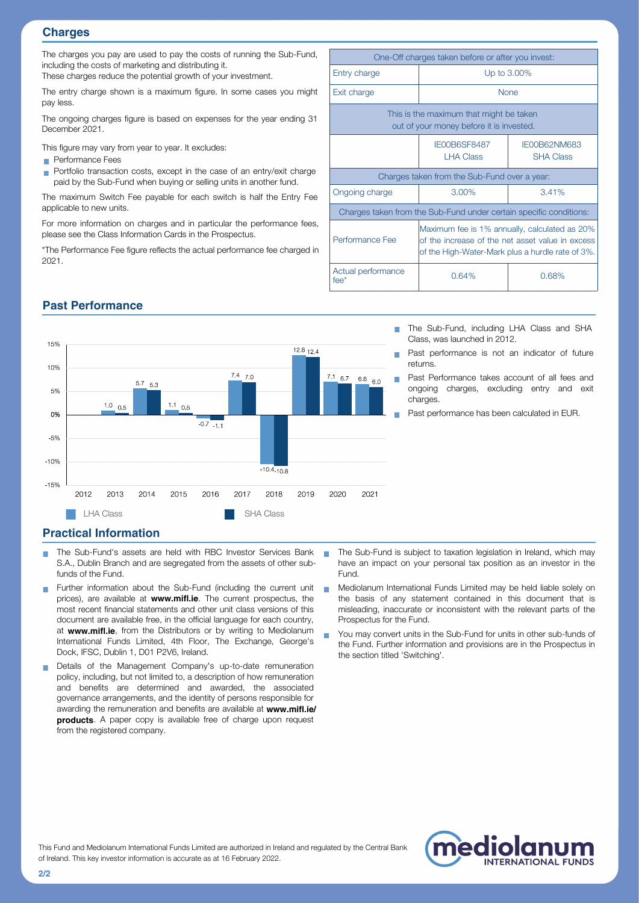## Charges

The charges you pay are used to pay the costs of running the Sub-Fund, including the costs of marketing and distributing it.
These charges reduce the potential growth of your investment.

The entry charge shown is a maximum figure. In some cases you might pay less.

The ongoing charges figure is based on expenses for the year ending 31 December 2021.

This figure may vary from year to year. It excludes:

- Performance Fees
- Portfolio transaction costs, except in the case of an entry/exit charge paid by the Sub-Fund when buying or selling units in another fund.

The maximum Switch Fee payable for each switch is half the Entry Fee applicable to new units.

For more information on charges and in particular the performance fees, please see the Class Information Cards in the Prospectus.

*The Performance Fee figure reflects the actual performance fee charged in 2021.

| One-Off charges taken before or after you invest: | | |
|---|---|---|
| Entry charge | Up to 3.00% | |
| Exit charge | None | |
| This is the maximum that might be taken out of your money before it is invested. | | |
| | IE00B6SF8487 LHA Class | IE00B62NM683 SHA Class |
| Charges taken from the Sub-Fund over a year: | | |
| Ongoing charge | 3.00% | 3.41% |
| Charges taken from the Sub-Fund under certain specific conditions: | | |
| Performance Fee | Maximum fee is 1% annually, calculated as 20% of the increase of the net asset value in excess of the High-Water-Mark plus a hurdle rate of 3%. | |
| Actual performance fee* | 0.64% | 0.68% |

## Past Performance

15%
10%
5%
0%
-5%
-10%
-15%

1.0 0.5
5.7 5.3
1.1 0.5
-0.7 -1.1
7.4 7.0
-10.4 -10.8
12.8 12.4
7.1 6.7
6.6 6.0

2012 2013 2014 2015 2016 2017 2018 2019 2020 2021

LHA Class
SHA Class

- The Sub-Fund, including LHA Class and SHA Class, was launched in 2012.
- Past performance is not an indicator of future returns.
- Past Performance takes account of all fees and ongoing charges, excluding entry and exit charges.
- Past performance has been calculated in EUR.

## Practical Information

- The Sub-Fund's assets are held with RBC Investor Services Bank S.A., Dublin Branch and are segregated from the assets of other sub-funds of the Fund.
- Further information about the Sub-Fund (including the current unit prices), are available at **www.mifl.ie**. The current prospectus, the most recent financial statements and other unit class versions of this document are available free, in the official language for each country, at **www.mifl.ie**, from the Distributors or by writing to Mediolanum International Funds Limited, 4th Floor, The Exchange, George's Dock, IFSC, Dublin 1, D01 P2V6, Ireland.
- Details of the Management Company's up-to-date remuneration policy, including, but not limited to, a description of how remuneration and benefits are determined and awarded, the associated governance arrangements, and the identity of persons responsible for awarding the remuneration and benefits are available at **www.mifl.ie/products**. A paper copy is available free of charge upon request from the registered company.
- The Sub-Fund is subject to taxation legislation in Ireland, which may have an impact on your personal tax position as an investor in the Fund.
- Mediolanum International Funds Limited may be held liable solely on the basis of any statement contained in this document that is misleading, inaccurate or inconsistent with the relevant parts of the Prospectus for the Fund.
- You may convert units in the Sub-Fund for units in other sub-funds of the Fund. Further information and provisions are in the Prospectus in the section titled 'Switching'.

This Fund and Mediolanum International Funds Limited are authorized in Ireland and regulated by the Central Bank of Ireland. This key investor information is accurate as at 16 February 2022.